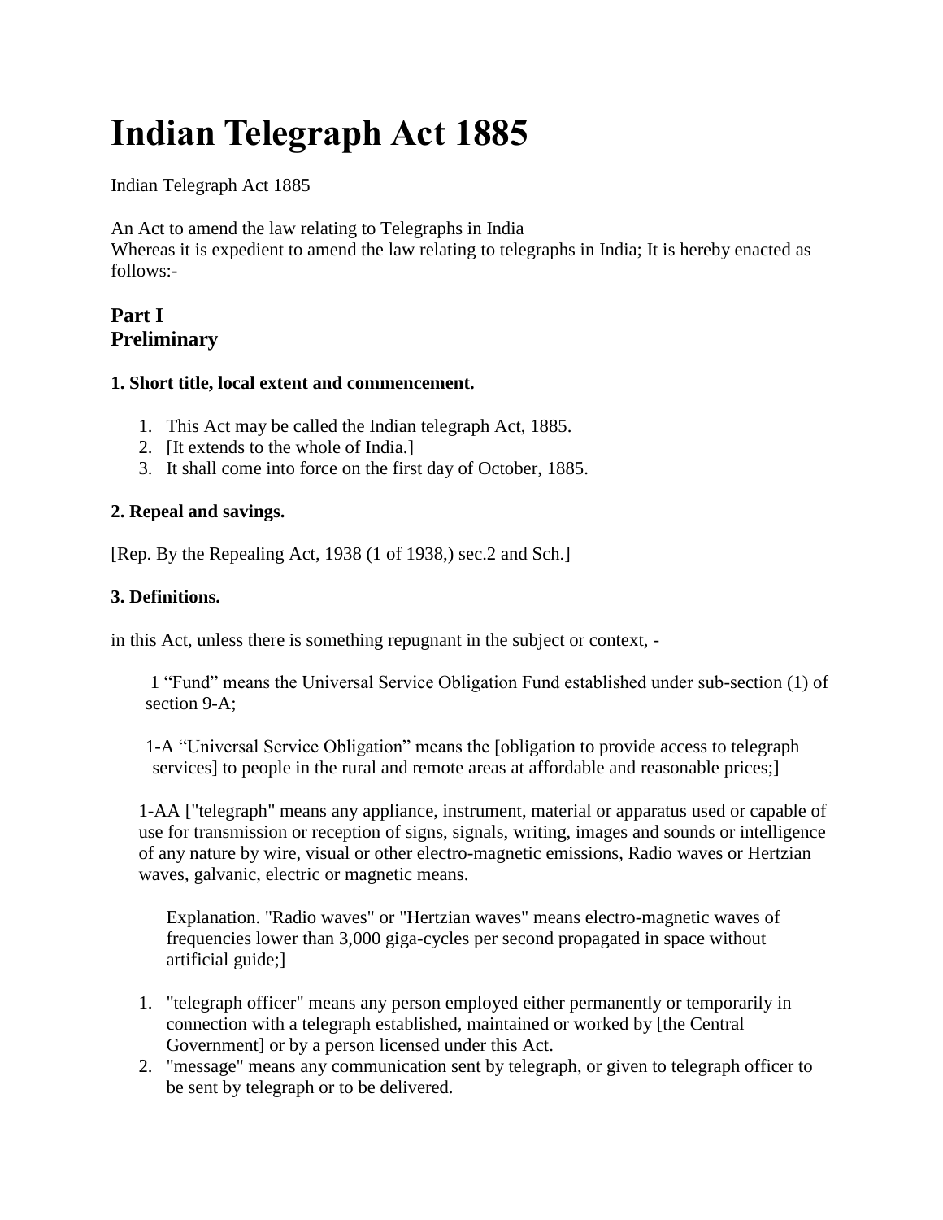# Indian Telegraph Act 1885

Indian Telegraph Act 1885

An Act to amend the law relating to Telegraphs in India
Whereas it is expedient to amend the law relating to telegraphs in India; It is hereby enacted as follows:-

## Part I
## Preliminary

### 1. Short title, local extent and commencement.

1. This Act may be called the Indian telegraph Act, 1885.
2. [It extends to the whole of India.]
3. It shall come into force on the first day of October, 1885.

### 2. Repeal and savings.

[Rep. By the Repealing Act, 1938 (1 of 1938,) sec.2 and Sch.]

### 3. Definitions.

in this Act, unless there is something repugnant in the subject or context, -

> 1 "Fund" means the Universal Service Obligation Fund established under sub-section (1) of section 9-A;
>
> 1-A "Universal Service Obligation" means the [obligation to provide access to telegraph services] to people in the rural and remote areas at affordable and reasonable prices;]
>
> 1-AA ["telegraph" means any appliance, instrument, material or apparatus used or capable of use for transmission or reception of signs, signals, writing, images and sounds or intelligence of any nature by wire, visual or other electro-magnetic emissions, Radio waves or Hertzian waves, galvanic, electric or magnetic means.
>
> > Explanation. "Radio waves" or "Hertzian waves" means electro-magnetic waves of frequencies lower than 3,000 giga-cycles per second propagated in space without artificial guide;]

1. "telegraph officer" means any person employed either permanently or temporarily in connection with a telegraph established, maintained or worked by [the Central Government] or by a person licensed under this Act.
2. "message" means any communication sent by telegraph, or given to telegraph officer to be sent by telegraph or to be delivered.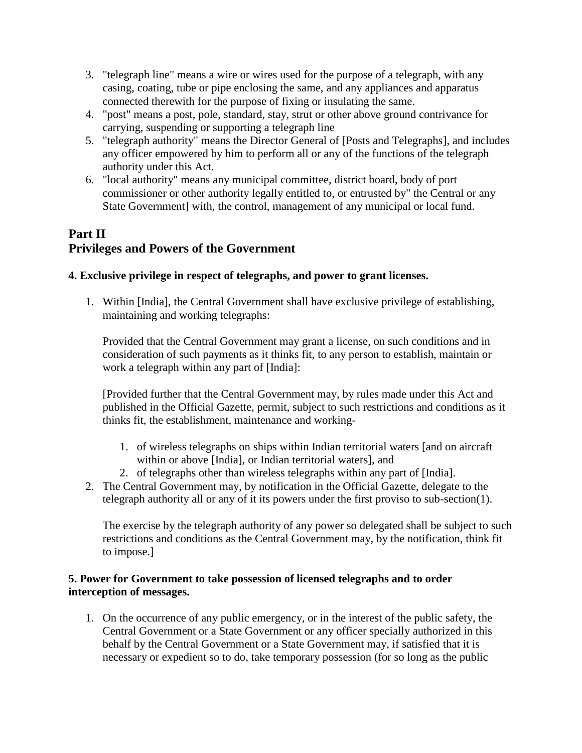3. "telegraph line" means a wire or wires used for the purpose of a telegraph, with any casing, coating, tube or pipe enclosing the same, and any appliances and apparatus connected therewith for the purpose of fixing or insulating the same.
4. "post" means a post, pole, standard, stay, strut or other above ground contrivance for carrying, suspending or supporting a telegraph line
5. "telegraph authority" means the Director General of [Posts and Telegraphs], and includes any officer empowered by him to perform all or any of the functions of the telegraph authority under this Act.
6. "local authority" means any municipal committee, district board, body of port commissioner or other authority legally entitled to, or entrusted by" the Central or any State Government] with, the control, management of any municipal or local fund.

## Part II
## Privileges and Powers of the Government

#### 4. Exclusive privilege in respect of telegraphs, and power to grant licenses.

1. Within [India], the Central Government shall have exclusive privilege of establishing, maintaining and working telegraphs:

   Provided that the Central Government may grant a license, on such conditions and in consideration of such payments as it thinks fit, to any person to establish, maintain or work a telegraph within any part of [India]:

   [Provided further that the Central Government may, by rules made under this Act and published in the Official Gazette, permit, subject to such restrictions and conditions as it thinks fit, the establishment, maintenance and working-

   1. of wireless telegraphs on ships within Indian territorial waters [and on aircraft within or above [India], or Indian territorial waters], and
   2. of telegraphs other than wireless telegraphs within any part of [India].
2. The Central Government may, by notification in the Official Gazette, delegate to the telegraph authority all or any of it its powers under the first proviso to sub-section(1).

   The exercise by the telegraph authority of any power so delegated shall be subject to such restrictions and conditions as the Central Government may, by the notification, think fit to impose.]

#### 5. Power for Government to take possession of licensed telegraphs and to order interception of messages.

1. On the occurrence of any public emergency, or in the interest of the public safety, the Central Government or a State Government or any officer specially authorized in this behalf by the Central Government or a State Government may, if satisfied that it is necessary or expedient so to do, take temporary possession (for so long as the public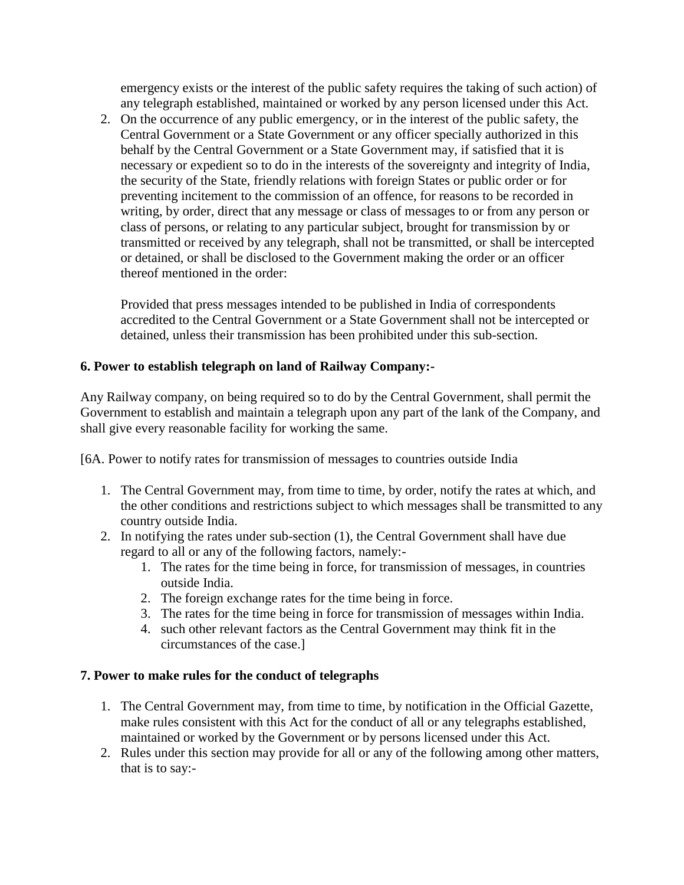emergency exists or the interest of the public safety requires the taking of such action) of any telegraph established, maintained or worked by any person licensed under this Act.

2. On the occurrence of any public emergency, or in the interest of the public safety, the Central Government or a State Government or any officer specially authorized in this behalf by the Central Government or a State Government may, if satisfied that it is necessary or expedient so to do in the interests of the sovereignty and integrity of India, the security of the State, friendly relations with foreign States or public order or for preventing incitement to the commission of an offence, for reasons to be recorded in writing, by order, direct that any message or class of messages to or from any person or class of persons, or relating to any particular subject, brought for transmission by or transmitted or received by any telegraph, shall not be transmitted, or shall be intercepted or detained, or shall be disclosed to the Government making the order or an officer thereof mentioned in the order:

   Provided that press messages intended to be published in India of correspondents accredited to the Central Government or a State Government shall not be intercepted or detained, unless their transmission has been prohibited under this sub-section.

**6. Power to establish telegraph on land of Railway Company:-**

Any Railway company, on being required so to do by the Central Government, shall permit the Government to establish and maintain a telegraph upon any part of the lank of the Company, and shall give every reasonable facility for working the same.

[6A. Power to notify rates for transmission of messages to countries outside India

1. The Central Government may, from time to time, by order, notify the rates at which, and the other conditions and restrictions subject to which messages shall be transmitted to any country outside India.
2. In notifying the rates under sub-section (1), the Central Government shall have due regard to all or any of the following factors, namely:-
   1. The rates for the time being in force, for transmission of messages, in countries outside India.
   2. The foreign exchange rates for the time being in force.
   3. The rates for the time being in force for transmission of messages within India.
   4. such other relevant factors as the Central Government may think fit in the circumstances of the case.]

**7. Power to make rules for the conduct of telegraphs**

1. The Central Government may, from time to time, by notification in the Official Gazette, make rules consistent with this Act for the conduct of all or any telegraphs established, maintained or worked by the Government or by persons licensed under this Act.
2. Rules under this section may provide for all or any of the following among other matters, that is to say:-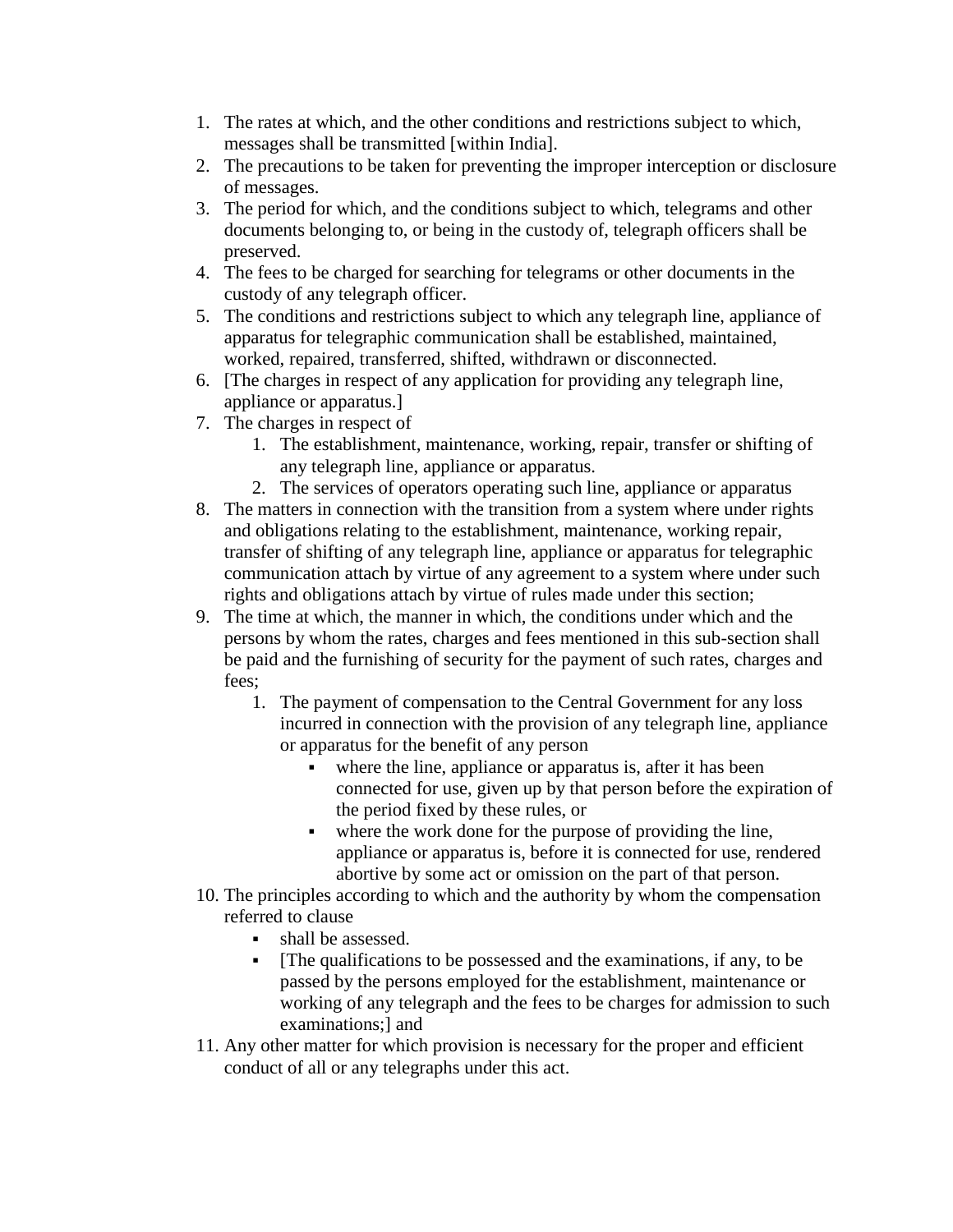1. The rates at which, and the other conditions and restrictions subject to which, messages shall be transmitted [within India].
2. The precautions to be taken for preventing the improper interception or disclosure of messages.
3. The period for which, and the conditions subject to which, telegrams and other documents belonging to, or being in the custody of, telegraph officers shall be preserved.
4. The fees to be charged for searching for telegrams or other documents in the custody of any telegraph officer.
5. The conditions and restrictions subject to which any telegraph line, appliance of apparatus for telegraphic communication shall be established, maintained, worked, repaired, transferred, shifted, withdrawn or disconnected.
6. [The charges in respect of any application for providing any telegraph line, appliance or apparatus.]
7. The charges in respect of
    1. The establishment, maintenance, working, repair, transfer or shifting of any telegraph line, appliance or apparatus.
    2. The services of operators operating such line, appliance or apparatus
8. The matters in connection with the transition from a system where under rights and obligations relating to the establishment, maintenance, working repair, transfer of shifting of any telegraph line, appliance or apparatus for telegraphic communication attach by virtue of any agreement to a system where under such rights and obligations attach by virtue of rules made under this section;
9. The time at which, the manner in which, the conditions under which and the persons by whom the rates, charges and fees mentioned in this sub-section shall be paid and the furnishing of security for the payment of such rates, charges and fees;
    1. The payment of compensation to the Central Government for any loss incurred in connection with the provision of any telegraph line, appliance or apparatus for the benefit of any person
        - where the line, appliance or apparatus is, after it has been connected for use, given up by that person before the expiration of the period fixed by these rules, or
        - where the work done for the purpose of providing the line, appliance or apparatus is, before it is connected for use, rendered abortive by some act or omission on the part of that person.
10. The principles according to which and the authority by whom the compensation referred to clause
    - shall be assessed.
    - [The qualifications to be possessed and the examinations, if any, to be passed by the persons employed for the establishment, maintenance or working of any telegraph and the fees to be charges for admission to such examinations;] and
11. Any other matter for which provision is necessary for the proper and efficient conduct of all or any telegraphs under this act.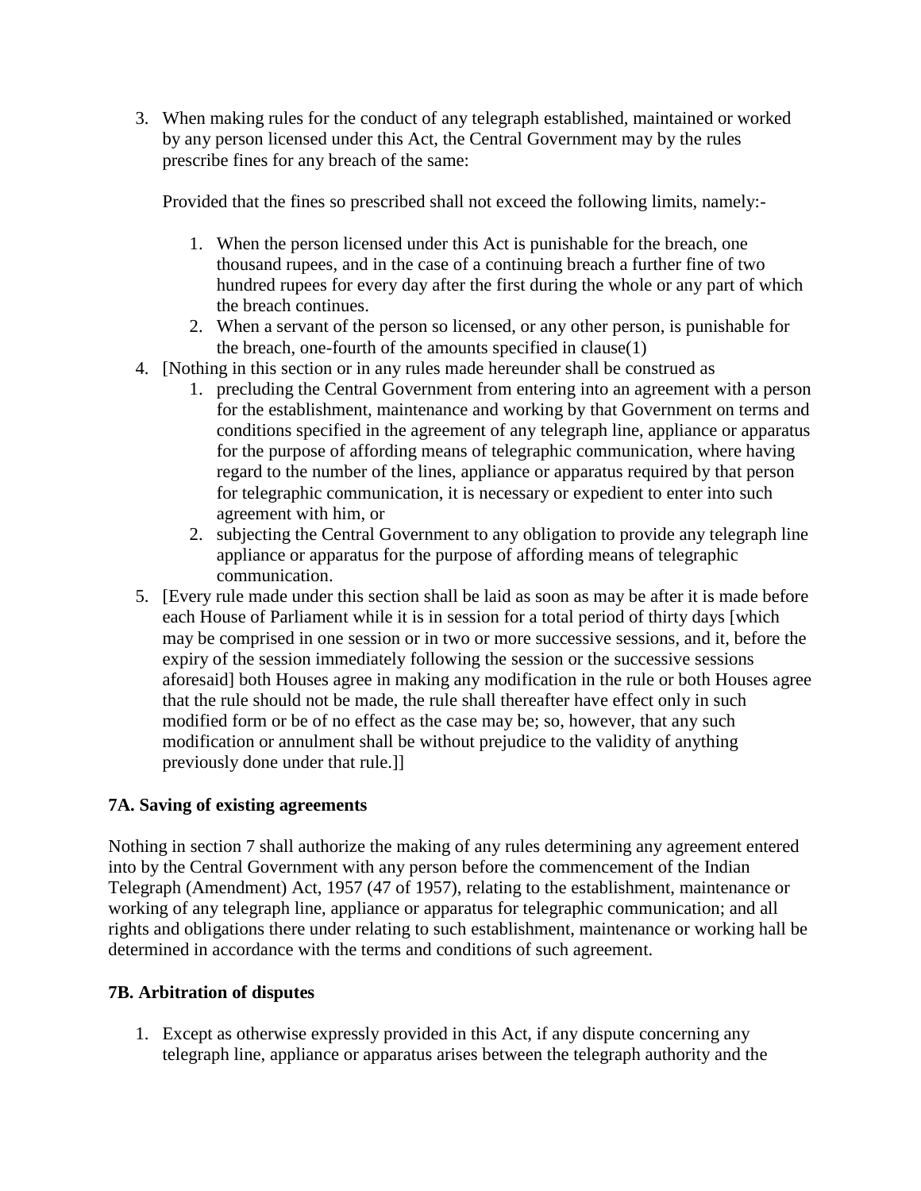3. When making rules for the conduct of any telegraph established, maintained or worked by any person licensed under this Act, the Central Government may by the rules prescribe fines for any breach of the same:

   Provided that the fines so prescribed shall not exceed the following limits, namely:-

   1. When the person licensed under this Act is punishable for the breach, one thousand rupees, and in the case of a continuing breach a further fine of two hundred rupees for every day after the first during the whole or any part of which the breach continues.
   2. When a servant of the person so licensed, or any other person, is punishable for the breach, one-fourth of the amounts specified in clause(1)
4. [Nothing in this section or in any rules made hereunder shall be construed as
   1. precluding the Central Government from entering into an agreement with a person for the establishment, maintenance and working by that Government on terms and conditions specified in the agreement of any telegraph line, appliance or apparatus for the purpose of affording means of telegraphic communication, where having regard to the number of the lines, appliance or apparatus required by that person for telegraphic communication, it is necessary or expedient to enter into such agreement with him, or
   2. subjecting the Central Government to any obligation to provide any telegraph line appliance or apparatus for the purpose of affording means of telegraphic communication.
5. [Every rule made under this section shall be laid as soon as may be after it is made before each House of Parliament while it is in session for a total period of thirty days [which may be comprised in one session or in two or more successive sessions, and it, before the expiry of the session immediately following the session or the successive sessions aforesaid] both Houses agree in making any modification in the rule or both Houses agree that the rule should not be made, the rule shall thereafter have effect only in such modified form or be of no effect as the case may be; so, however, that any such modification or annulment shall be without prejudice to the validity of anything previously done under that rule.]]

**7A. Saving of existing agreements**

Nothing in section 7 shall authorize the making of any rules determining any agreement entered into by the Central Government with any person before the commencement of the Indian Telegraph (Amendment) Act, 1957 (47 of 1957), relating to the establishment, maintenance or working of any telegraph line, appliance or apparatus for telegraphic communication; and all rights and obligations there under relating to such establishment, maintenance or working hall be determined in accordance with the terms and conditions of such agreement.

**7B. Arbitration of disputes**

1. Except as otherwise expressly provided in this Act, if any dispute concerning any telegraph line, appliance or apparatus arises between the telegraph authority and the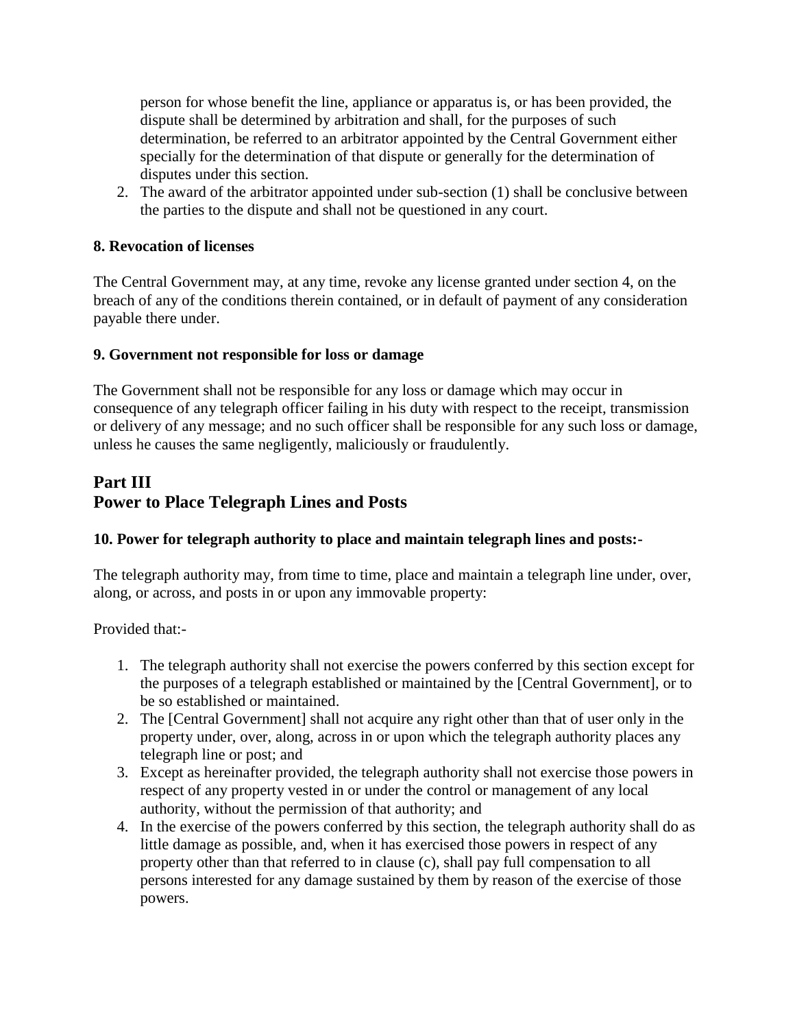person for whose benefit the line, appliance or apparatus is, or has been provided, the dispute shall be determined by arbitration and shall, for the purposes of such determination, be referred to an arbitrator appointed by the Central Government either specially for the determination of that dispute or generally for the determination of disputes under this section.

2. The award of the arbitrator appointed under sub-section (1) shall be conclusive between the parties to the dispute and shall not be questioned in any court.

**8. Revocation of licenses**

The Central Government may, at any time, revoke any license granted under section 4, on the breach of any of the conditions therein contained, or in default of payment of any consideration payable there under.

**9. Government not responsible for loss or damage**

The Government shall not be responsible for any loss or damage which may occur in consequence of any telegraph officer failing in his duty with respect to the receipt, transmission or delivery of any message; and no such officer shall be responsible for any such loss or damage, unless he causes the same negligently, maliciously or fraudulently.

## Part III
## Power to Place Telegraph Lines and Posts

**10. Power for telegraph authority to place and maintain telegraph lines and posts:-**

The telegraph authority may, from time to time, place and maintain a telegraph line under, over, along, or across, and posts in or upon any immovable property:

Provided that:-

1. The telegraph authority shall not exercise the powers conferred by this section except for the purposes of a telegraph established or maintained by the [Central Government], or to be so established or maintained.
2. The [Central Government] shall not acquire any right other than that of user only in the property under, over, along, across in or upon which the telegraph authority places any telegraph line or post; and
3. Except as hereinafter provided, the telegraph authority shall not exercise those powers in respect of any property vested in or under the control or management of any local authority, without the permission of that authority; and
4. In the exercise of the powers conferred by this section, the telegraph authority shall do as little damage as possible, and, when it has exercised those powers in respect of any property other than that referred to in clause (c), shall pay full compensation to all persons interested for any damage sustained by them by reason of the exercise of those powers.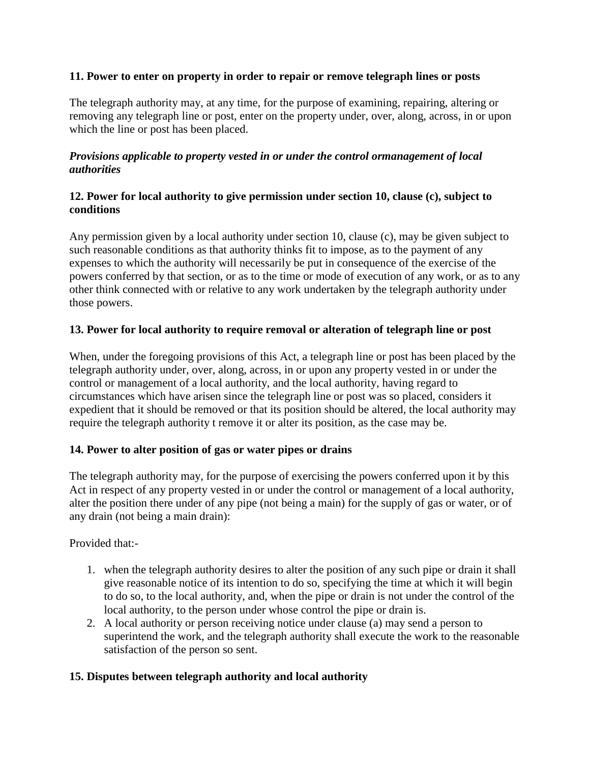**11. Power to enter on property in order to repair or remove telegraph lines or posts**

The telegraph authority may, at any time, for the purpose of examining, repairing, altering or removing any telegraph line or post, enter on the property under, over, along, across, in or upon which the line or post has been placed.

***Provisions applicable to property vested in or under the control ormanagement of local authorities***

**12. Power for local authority to give permission under section 10, clause (c), subject to conditions**

Any permission given by a local authority under section 10, clause (c), may be given subject to such reasonable conditions as that authority thinks fit to impose, as to the payment of any expenses to which the authority will necessarily be put in consequence of the exercise of the powers conferred by that section, or as to the time or mode of execution of any work, or as to any other think connected with or relative to any work undertaken by the telegraph authority under those powers.

**13. Power for local authority to require removal or alteration of telegraph line or post**

When, under the foregoing provisions of this Act, a telegraph line or post has been placed by the telegraph authority under, over, along, across, in or upon any property vested in or under the control or management of a local authority, and the local authority, having regard to circumstances which have arisen since the telegraph line or post was so placed, considers it expedient that it should be removed or that its position should be altered, the local authority may require the telegraph authority t remove it or alter its position, as the case may be.

**14. Power to alter position of gas or water pipes or drains**

The telegraph authority may, for the purpose of exercising the powers conferred upon it by this Act in respect of any property vested in or under the control or management of a local authority, alter the position there under of any pipe (not being a main) for the supply of gas or water, or of any drain (not being a main drain):

Provided that:-

1. when the telegraph authority desires to alter the position of any such pipe or drain it shall give reasonable notice of its intention to do so, specifying the time at which it will begin to do so, to the local authority, and, when the pipe or drain is not under the control of the local authority, to the person under whose control the pipe or drain is.
2. A local authority or person receiving notice under clause (a) may send a person to superintend the work, and the telegraph authority shall execute the work to the reasonable satisfaction of the person so sent.

**15. Disputes between telegraph authority and local authority**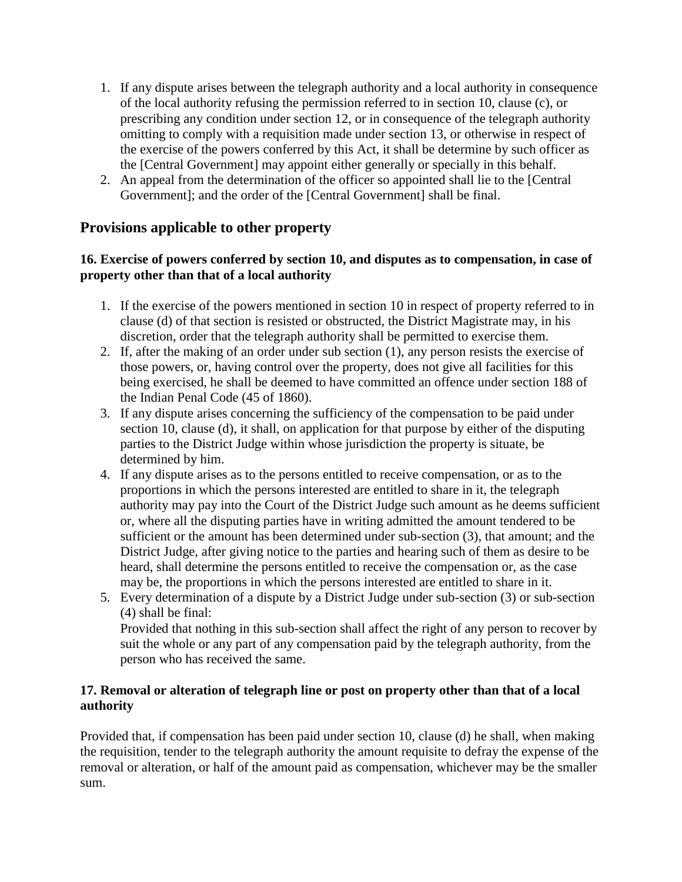1. If any dispute arises between the telegraph authority and a local authority in consequence of the local authority refusing the permission referred to in section 10, clause (c), or prescribing any condition under section 12, or in consequence of the telegraph authority omitting to comply with a requisition made under section 13, or otherwise in respect of the exercise of the powers conferred by this Act, it shall be determine by such officer as the [Central Government] may appoint either generally or specially in this behalf.
2. An appeal from the determination of the officer so appointed shall lie to the [Central Government]; and the order of the [Central Government] shall be final.

## Provisions applicable to other property

### 16. Exercise of powers conferred by section 10, and disputes as to compensation, in case of property other than that of a local authority

1. If the exercise of the powers mentioned in section 10 in respect of property referred to in clause (d) of that section is resisted or obstructed, the District Magistrate may, in his discretion, order that the telegraph authority shall be permitted to exercise them.
2. If, after the making of an order under sub section (1), any person resists the exercise of those powers, or, having control over the property, does not give all facilities for this being exercised, he shall be deemed to have committed an offence under section 188 of the Indian Penal Code (45 of 1860).
3. If any dispute arises concerning the sufficiency of the compensation to be paid under section 10, clause (d), it shall, on application for that purpose by either of the disputing parties to the District Judge within whose jurisdiction the property is situate, be determined by him.
4. If any dispute arises as to the persons entitled to receive compensation, or as to the proportions in which the persons interested are entitled to share in it, the telegraph authority may pay into the Court of the District Judge such amount as he deems sufficient or, where all the disputing parties have in writing admitted the amount tendered to be sufficient or the amount has been determined under sub-section (3), that amount; and the District Judge, after giving notice to the parties and hearing such of them as desire to be heard, shall determine the persons entitled to receive the compensation or, as the case may be, the proportions in which the persons interested are entitled to share in it.
5. Every determination of a dispute by a District Judge under sub-section (3) or sub-section (4) shall be final:  
   Provided that nothing in this sub-section shall affect the right of any person to recover by suit the whole or any part of any compensation paid by the telegraph authority, from the person who has received the same.

### 17. Removal or alteration of telegraph line or post on property other than that of a local authority

Provided that, if compensation has been paid under section 10, clause (d) he shall, when making the requisition, tender to the telegraph authority the amount requisite to defray the expense of the removal or alteration, or half of the amount paid as compensation, whichever may be the smaller sum.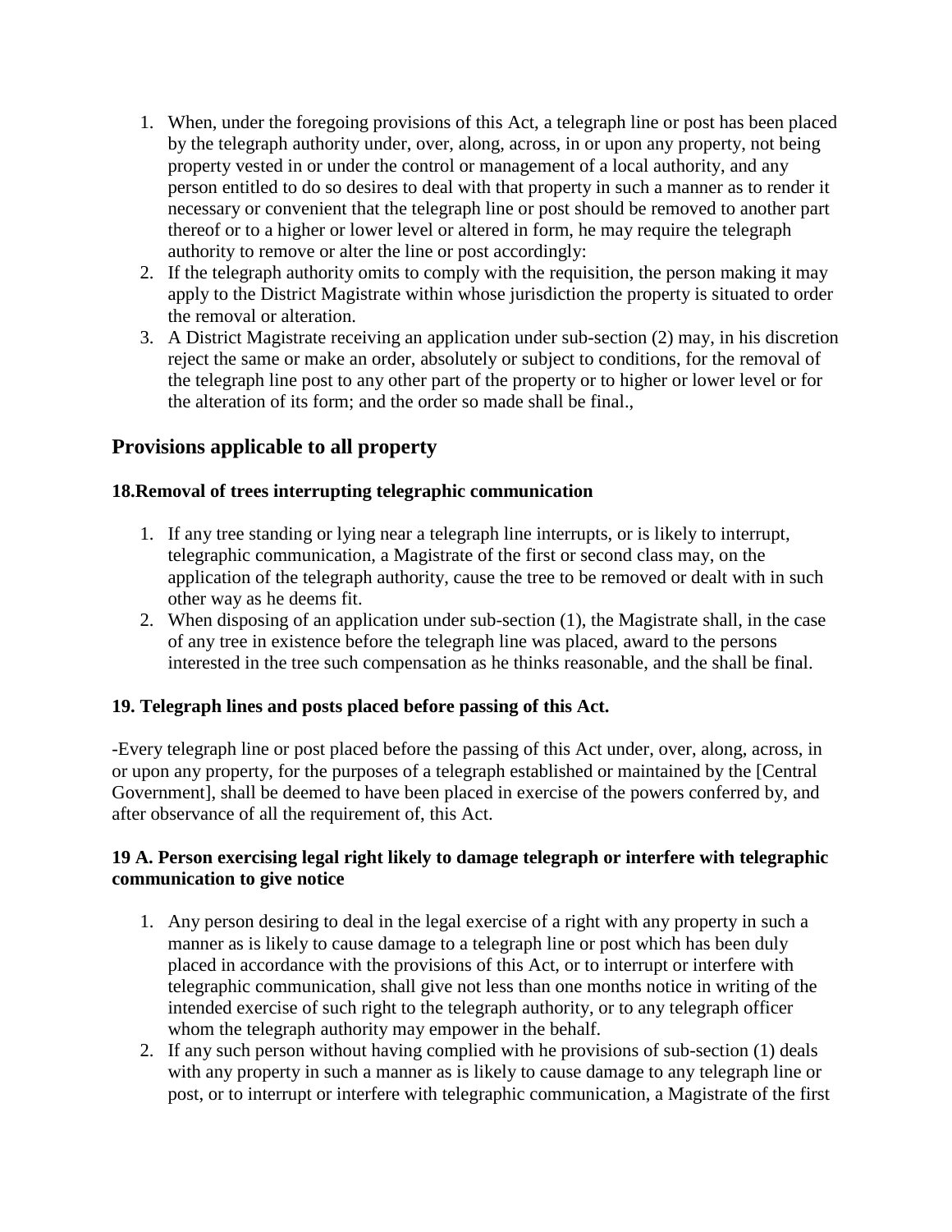1. When, under the foregoing provisions of this Act, a telegraph line or post has been placed by the telegraph authority under, over, along, across, in or upon any property, not being property vested in or under the control or management of a local authority, and any person entitled to do so desires to deal with that property in such a manner as to render it necessary or convenient that the telegraph line or post should be removed to another part thereof or to a higher or lower level or altered in form, he may require the telegraph authority to remove or alter the line or post accordingly:
2. If the telegraph authority omits to comply with the requisition, the person making it may apply to the District Magistrate within whose jurisdiction the property is situated to order the removal or alteration.
3. A District Magistrate receiving an application under sub-section (2) may, in his discretion reject the same or make an order, absolutely or subject to conditions, for the removal of the telegraph line post to any other part of the property or to higher or lower level or for the alteration of its form; and the order so made shall be final.,

## Provisions applicable to all property

### 18.Removal of trees interrupting telegraphic communication

1. If any tree standing or lying near a telegraph line interrupts, or is likely to interrupt, telegraphic communication, a Magistrate of the first or second class may, on the application of the telegraph authority, cause the tree to be removed or dealt with in such other way as he deems fit.
2. When disposing of an application under sub-section (1), the Magistrate shall, in the case of any tree in existence before the telegraph line was placed, award to the persons interested in the tree such compensation as he thinks reasonable, and the shall be final.

### 19. Telegraph lines and posts placed before passing of this Act.

-Every telegraph line or post placed before the passing of this Act under, over, along, across, in or upon any property, for the purposes of a telegraph established or maintained by the [Central Government], shall be deemed to have been placed in exercise of the powers conferred by, and after observance of all the requirement of, this Act.

### 19 A. Person exercising legal right likely to damage telegraph or interfere with telegraphic communication to give notice

1. Any person desiring to deal in the legal exercise of a right with any property in such a manner as is likely to cause damage to a telegraph line or post which has been duly placed in accordance with the provisions of this Act, or to interrupt or interfere with telegraphic communication, shall give not less than one months notice in writing of the intended exercise of such right to the telegraph authority, or to any telegraph officer whom the telegraph authority may empower in the behalf.
2. If any such person without having complied with he provisions of sub-section (1) deals with any property in such a manner as is likely to cause damage to any telegraph line or post, or to interrupt or interfere with telegraphic communication, a Magistrate of the first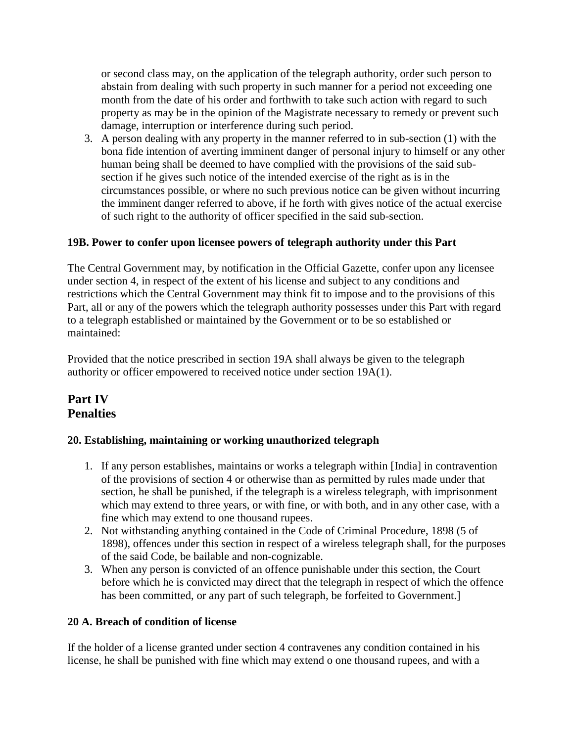or second class may, on the application of the telegraph authority, order such person to abstain from dealing with such property in such manner for a period not exceeding one month from the date of his order and forthwith to take such action with regard to such property as may be in the opinion of the Magistrate necessary to remedy or prevent such damage, interruption or interference during such period.

3. A person dealing with any property in the manner referred to in sub-section (1) with the bona fide intention of averting imminent danger of personal injury to himself or any other human being shall be deemed to have complied with the provisions of the said sub-section if he gives such notice of the intended exercise of the right as is in the circumstances possible, or where no such previous notice can be given without incurring the imminent danger referred to above, if he forth with gives notice of the actual exercise of such right to the authority of officer specified in the said sub-section.

**19B. Power to confer upon licensee powers of telegraph authority under this Part**

The Central Government may, by notification in the Official Gazette, confer upon any licensee under section 4, in respect of the extent of his license and subject to any conditions and restrictions which the Central Government may think fit to impose and to the provisions of this Part, all or any of the powers which the telegraph authority possesses under this Part with regard to a telegraph established or maintained by the Government or to be so established or maintained:

Provided that the notice prescribed in section 19A shall always be given to the telegraph authority or officer empowered to received notice under section 19A(1).

## Part IV
## Penalties

**20. Establishing, maintaining or working unauthorized telegraph**

1. If any person establishes, maintains or works a telegraph within [India] in contravention of the provisions of section 4 or otherwise than as permitted by rules made under that section, he shall be punished, if the telegraph is a wireless telegraph, with imprisonment which may extend to three years, or with fine, or with both, and in any other case, with a fine which may extend to one thousand rupees.
2. Not withstanding anything contained in the Code of Criminal Procedure, 1898 (5 of 1898), offences under this section in respect of a wireless telegraph shall, for the purposes of the said Code, be bailable and non-cognizable.
3. When any person is convicted of an offence punishable under this section, the Court before which he is convicted may direct that the telegraph in respect of which the offence has been committed, or any part of such telegraph, be forfeited to Government.]

**20 A. Breach of condition of license**

If the holder of a license granted under section 4 contravenes any condition contained in his license, he shall be punished with fine which may extend o one thousand rupees, and with a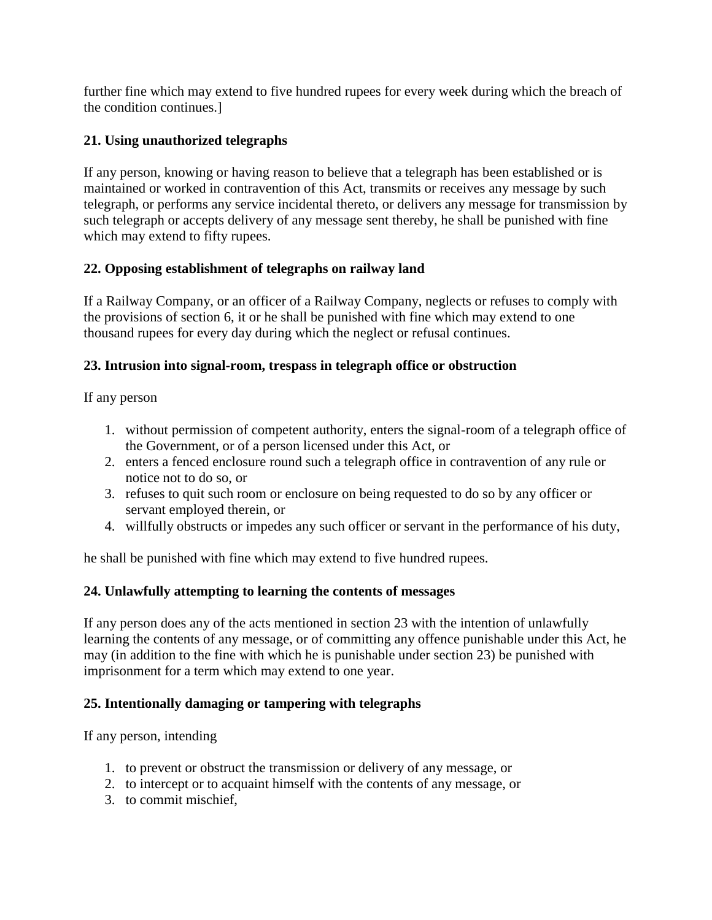further fine which may extend to five hundred rupees for every week during which the breach of the condition continues.]

### 21. Using unauthorized telegraphs

If any person, knowing or having reason to believe that a telegraph has been established or is maintained or worked in contravention of this Act, transmits or receives any message by such telegraph, or performs any service incidental thereto, or delivers any message for transmission by such telegraph or accepts delivery of any message sent thereby, he shall be punished with fine which may extend to fifty rupees.

### 22. Opposing establishment of telegraphs on railway land

If a Railway Company, or an officer of a Railway Company, neglects or refuses to comply with the provisions of section 6, it or he shall be punished with fine which may extend to one thousand rupees for every day during which the neglect or refusal continues.

### 23. Intrusion into signal-room, trespass in telegraph office or obstruction

If any person

1. without permission of competent authority, enters the signal-room of a telegraph office of the Government, or of a person licensed under this Act, or
2. enters a fenced enclosure round such a telegraph office in contravention of any rule or notice not to do so, or
3. refuses to quit such room or enclosure on being requested to do so by any officer or servant employed therein, or
4. willfully obstructs or impedes any such officer or servant in the performance of his duty,

he shall be punished with fine which may extend to five hundred rupees.

### 24. Unlawfully attempting to learning the contents of messages

If any person does any of the acts mentioned in section 23 with the intention of unlawfully learning the contents of any message, or of committing any offence punishable under this Act, he may (in addition to the fine with which he is punishable under section 23) be punished with imprisonment for a term which may extend to one year.

### 25. Intentionally damaging or tampering with telegraphs

If any person, intending

1. to prevent or obstruct the transmission or delivery of any message, or
2. to intercept or to acquaint himself with the contents of any message, or
3. to commit mischief,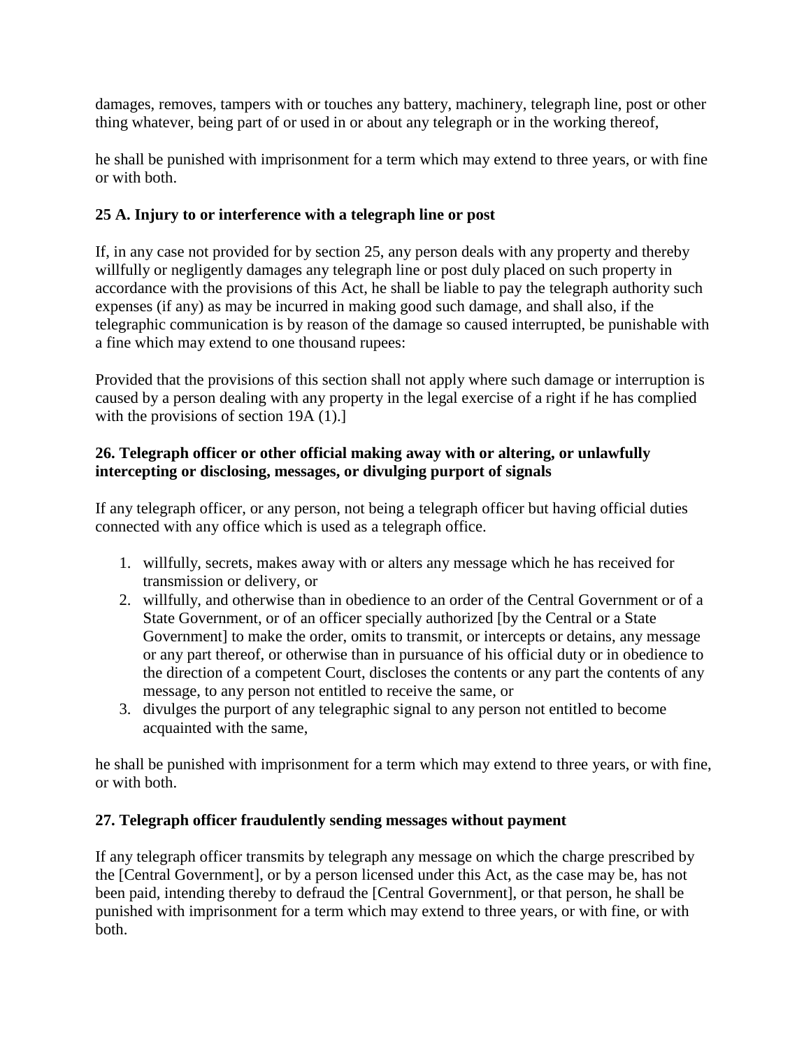damages, removes, tampers with or touches any battery, machinery, telegraph line, post or other thing whatever, being part of or used in or about any telegraph or in the working thereof,

he shall be punished with imprisonment for a term which may extend to three years, or with fine or with both.

**25 A. Injury to or interference with a telegraph line or post**

If, in any case not provided for by section 25, any person deals with any property and thereby willfully or negligently damages any telegraph line or post duly placed on such property in accordance with the provisions of this Act, he shall be liable to pay the telegraph authority such expenses (if any) as may be incurred in making good such damage, and shall also, if the telegraphic communication is by reason of the damage so caused interrupted, be punishable with a fine which may extend to one thousand rupees:

Provided that the provisions of this section shall not apply where such damage or interruption is caused by a person dealing with any property in the legal exercise of a right if he has complied with the provisions of section 19A (1).]

**26. Telegraph officer or other official making away with or altering, or unlawfully intercepting or disclosing, messages, or divulging purport of signals**

If any telegraph officer, or any person, not being a telegraph officer but having official duties connected with any office which is used as a telegraph office.

1. willfully, secrets, makes away with or alters any message which he has received for transmission or delivery, or
2. willfully, and otherwise than in obedience to an order of the Central Government or of a State Government, or of an officer specially authorized [by the Central or a State Government] to make the order, omits to transmit, or intercepts or detains, any message or any part thereof, or otherwise than in pursuance of his official duty or in obedience to the direction of a competent Court, discloses the contents or any part the contents of any message, to any person not entitled to receive the same, or
3. divulges the purport of any telegraphic signal to any person not entitled to become acquainted with the same,

he shall be punished with imprisonment for a term which may extend to three years, or with fine, or with both.

**27. Telegraph officer fraudulently sending messages without payment**

If any telegraph officer transmits by telegraph any message on which the charge prescribed by the [Central Government], or by a person licensed under this Act, as the case may be, has not been paid, intending thereby to defraud the [Central Government], or that person, he shall be punished with imprisonment for a term which may extend to three years, or with fine, or with both.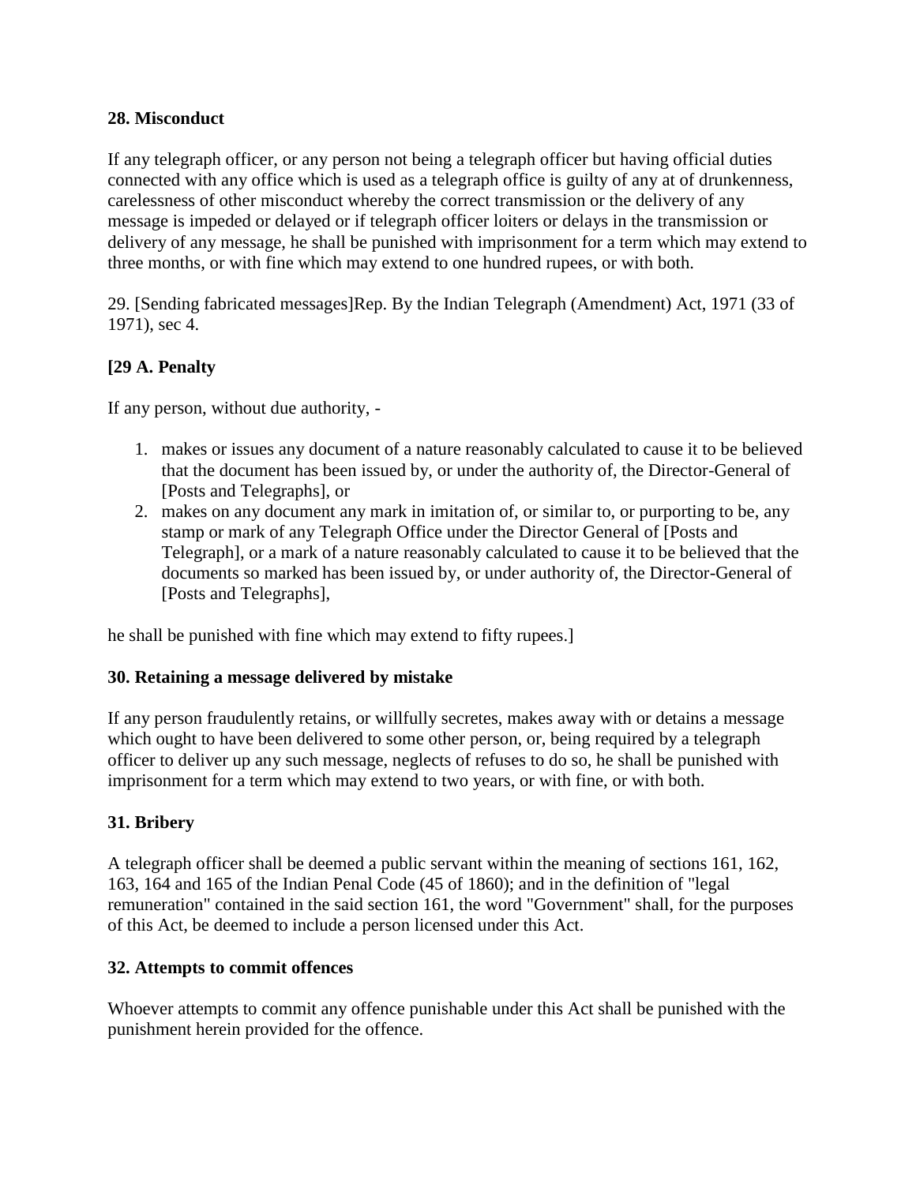**28. Misconduct**

If any telegraph officer, or any person not being a telegraph officer but having official duties connected with any office which is used as a telegraph office is guilty of any at of drunkenness, carelessness of other misconduct whereby the correct transmission or the delivery of any message is impeded or delayed or if telegraph officer loiters or delays in the transmission or delivery of any message, he shall be punished with imprisonment for a term which may extend to three months, or with fine which may extend to one hundred rupees, or with both.

29. [Sending fabricated messages]Rep. By the Indian Telegraph (Amendment) Act, 1971 (33 of 1971), sec 4.

**[29 A. Penalty**

If any person, without due authority, -

1. makes or issues any document of a nature reasonably calculated to cause it to be believed that the document has been issued by, or under the authority of, the Director-General of [Posts and Telegraphs], or
2. makes on any document any mark in imitation of, or similar to, or purporting to be, any stamp or mark of any Telegraph Office under the Director General of [Posts and Telegraph], or a mark of a nature reasonably calculated to cause it to be believed that the documents so marked has been issued by, or under authority of, the Director-General of [Posts and Telegraphs],

he shall be punished with fine which may extend to fifty rupees.]

**30. Retaining a message delivered by mistake**

If any person fraudulently retains, or willfully secretes, makes away with or detains a message which ought to have been delivered to some other person, or, being required by a telegraph officer to deliver up any such message, neglects of refuses to do so, he shall be punished with imprisonment for a term which may extend to two years, or with fine, or with both.

**31. Bribery**

A telegraph officer shall be deemed a public servant within the meaning of sections 161, 162, 163, 164 and 165 of the Indian Penal Code (45 of 1860); and in the definition of "legal remuneration" contained in the said section 161, the word "Government" shall, for the purposes of this Act, be deemed to include a person licensed under this Act.

**32. Attempts to commit offences**

Whoever attempts to commit any offence punishable under this Act shall be punished with the punishment herein provided for the offence.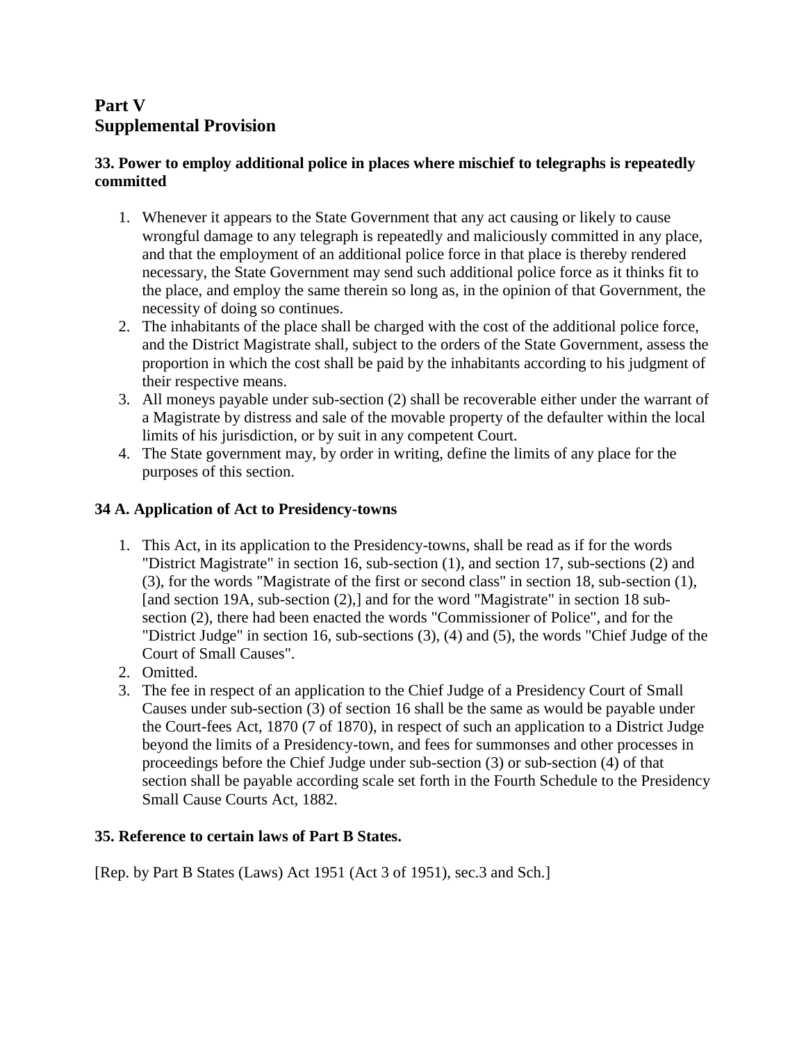## Part V
## Supplemental Provision

### 33. Power to employ additional police in places where mischief to telegraphs is repeatedly committed

1. Whenever it appears to the State Government that any act causing or likely to cause wrongful damage to any telegraph is repeatedly and maliciously committed in any place, and that the employment of an additional police force in that place is thereby rendered necessary, the State Government may send such additional police force as it thinks fit to the place, and employ the same therein so long as, in the opinion of that Government, the necessity of doing so continues.
2. The inhabitants of the place shall be charged with the cost of the additional police force, and the District Magistrate shall, subject to the orders of the State Government, assess the proportion in which the cost shall be paid by the inhabitants according to his judgment of their respective means.
3. All moneys payable under sub-section (2) shall be recoverable either under the warrant of a Magistrate by distress and sale of the movable property of the defaulter within the local limits of his jurisdiction, or by suit in any competent Court.
4. The State government may, by order in writing, define the limits of any place for the purposes of this section.

### 34 A. Application of Act to Presidency-towns

1. This Act, in its application to the Presidency-towns, shall be read as if for the words "District Magistrate" in section 16, sub-section (1), and section 17, sub-sections (2) and (3), for the words "Magistrate of the first or second class" in section 18, sub-section (1), [and section 19A, sub-section (2),] and for the word "Magistrate" in section 18 sub-section (2), there had been enacted the words "Commissioner of Police", and for the "District Judge" in section 16, sub-sections (3), (4) and (5), the words "Chief Judge of the Court of Small Causes".
2. Omitted.
3. The fee in respect of an application to the Chief Judge of a Presidency Court of Small Causes under sub-section (3) of section 16 shall be the same as would be payable under the Court-fees Act, 1870 (7 of 1870), in respect of such an application to a District Judge beyond the limits of a Presidency-town, and fees for summonses and other processes in proceedings before the Chief Judge under sub-section (3) or sub-section (4) of that section shall be payable according scale set forth in the Fourth Schedule to the Presidency Small Cause Courts Act, 1882.

### 35. Reference to certain laws of Part B States.

[Rep. by Part B States (Laws) Act 1951 (Act 3 of 1951), sec.3 and Sch.]